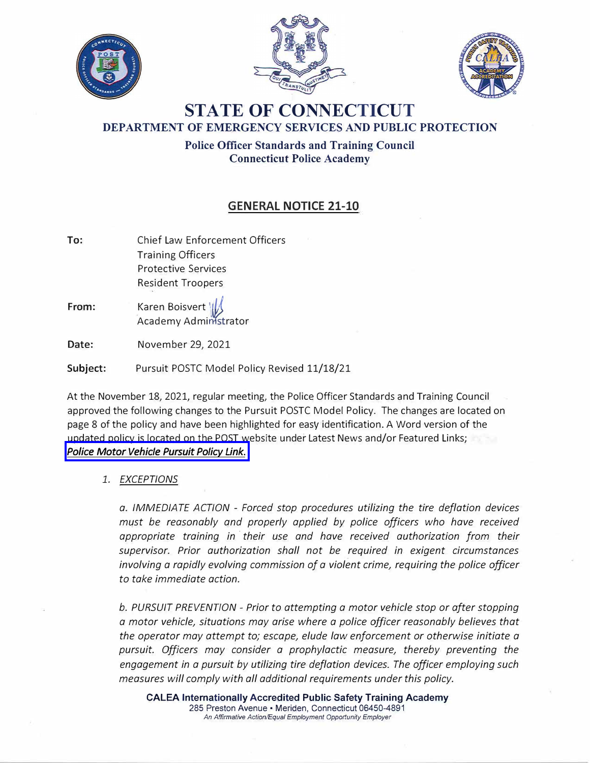# STATE OF CONNECTICUT

## DEPARTMENT OF EMERGENCY SERVICES AND PUBLIC PROTECTION

**Police Officer Standards and Training Council**
**Connecticut Police Academy**

## GENERAL NOTICE 21-10

**To:** Chief Law Enforcement Officers
Training Officers
Protective Services
Resident Troopers

**From:** Karen Boisvert
Academy Administrator

**Date:** November 29, 2021

**Subject:** Pursuit POSTC Model Policy Revised 11/18/21

At the November 18, 2021, regular meeting, the Police Officer Standards and Training Council approved the following changes to the Pursuit POSTC Model Policy. The changes are located on page 8 of the policy and have been highlighted for easy identification. A Word version of the updated policy is located on the POST website under Latest News and/or Featured Links; *Police Motor Vehicle Pursuit Policy Link.*

1. *EXCEPTIONS*

   *a. IMMEDIATE ACTION - Forced stop procedures utilizing the tire deflation devices must be reasonably and properly applied by police officers who have received appropriate training in their use and have received authorization from their supervisor. Prior authorization shall not be required in exigent circumstances involving a rapidly evolving commission of a violent crime, requiring the police officer to take immediate action.*

   *b. PURSUIT PREVENTION - Prior to attempting a motor vehicle stop or after stopping a motor vehicle, situations may arise where a police officer reasonably believes that the operator may attempt to; escape, elude law enforcement or otherwise initiate a pursuit. Officers may consider a prophylactic measure, thereby preventing the engagement in a pursuit by utilizing tire deflation devices. The officer employing such measures will comply with all additional requirements under this policy.*

**CALEA Internationally Accredited Public Safety Training Academy**
285 Preston Avenue • Meriden, Connecticut 06450-4891
*An Affirmative Action/Equal Employment Opportunity Employer*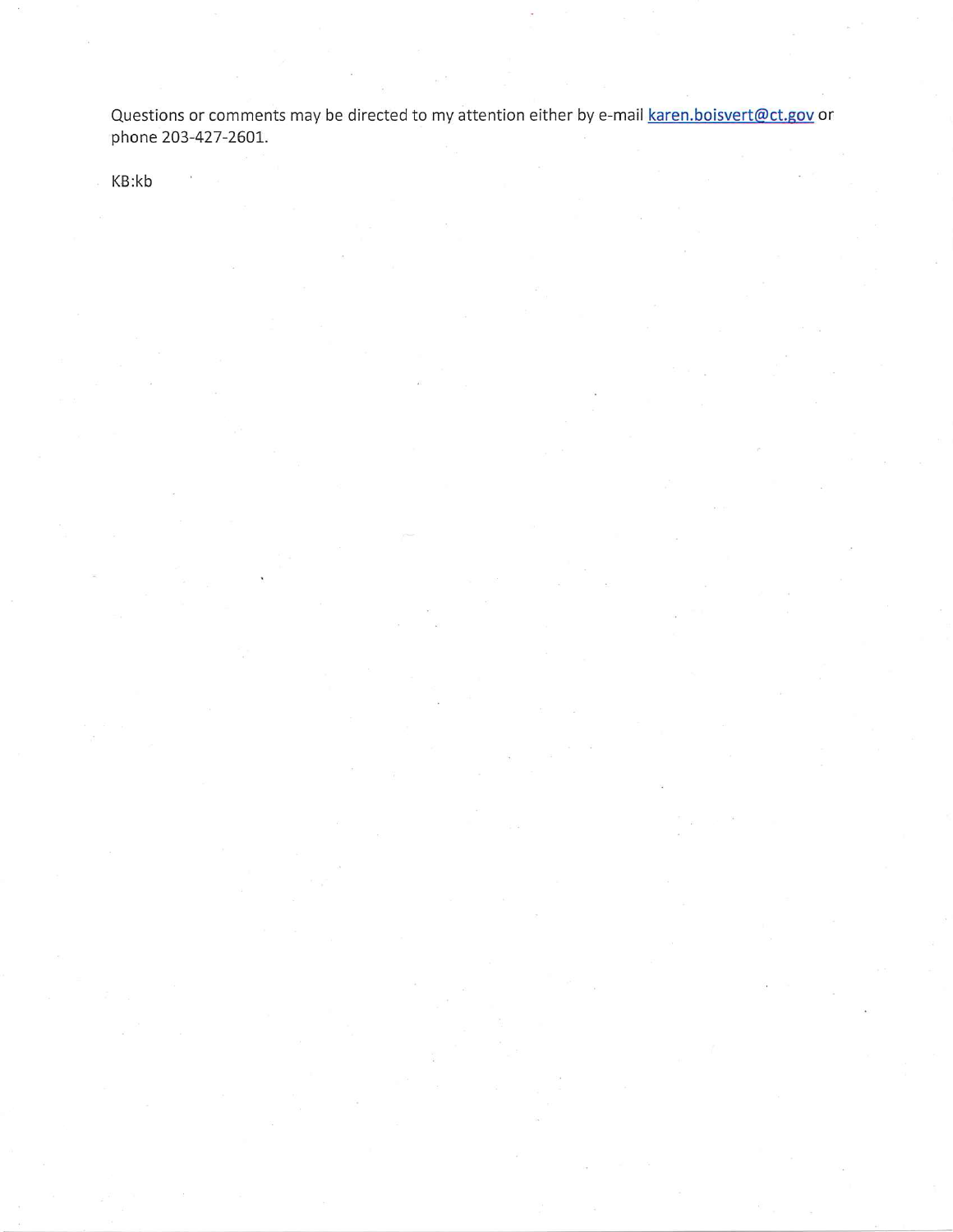Questions or comments may be directed to my attention either by e-mail karen.boisvert@ct.gov or phone 203-427-2601.

KB:kb